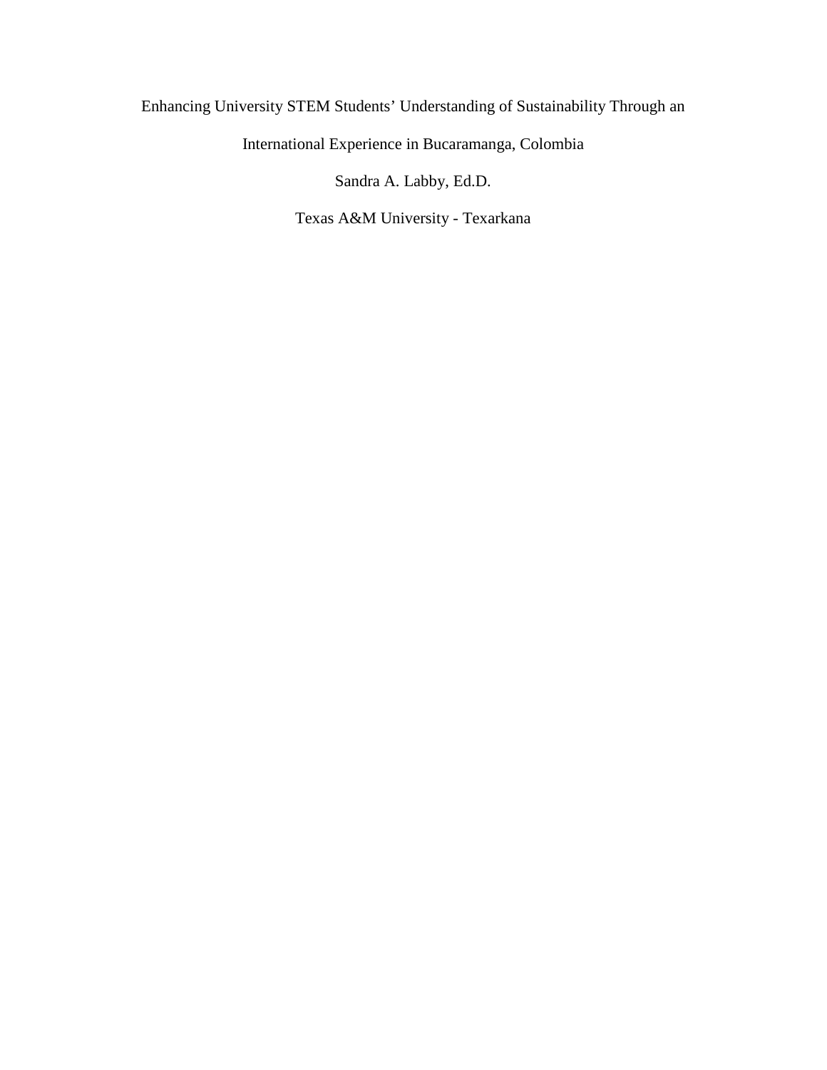# Enhancing University STEM Students' Understanding of Sustainability Through an International Experience in Bucaramanga, Colombia

Sandra A. Labby, Ed.D.

Texas A&M University - Texarkana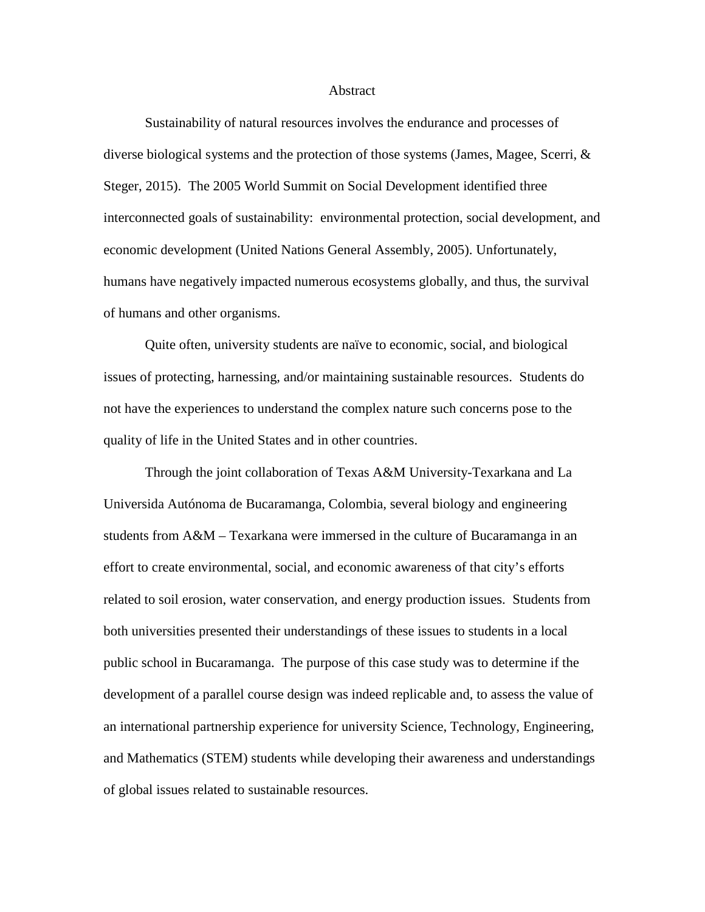# Abstract

Sustainability of natural resources involves the endurance and processes of diverse biological systems and the protection of those systems (James, Magee, Scerri, & Steger, 2015). The 2005 World Summit on Social Development identified three interconnected goals of sustainability: environmental protection, social development, and economic development (United Nations General Assembly, 2005). Unfortunately, humans have negatively impacted numerous ecosystems globally, and thus, the survival of humans and other organisms.

Quite often, university students are naïve to economic, social, and biological issues of protecting, harnessing, and/or maintaining sustainable resources. Students do not have the experiences to understand the complex nature such concerns pose to the quality of life in the United States and in other countries.

Through the joint collaboration of Texas A&M University-Texarkana and La Universida Autónoma de Bucaramanga, Colombia, several biology and engineering students from A&M – Texarkana were immersed in the culture of Bucaramanga in an effort to create environmental, social, and economic awareness of that city's efforts related to soil erosion, water conservation, and energy production issues. Students from both universities presented their understandings of these issues to students in a local public school in Bucaramanga. The purpose of this case study was to determine if the development of a parallel course design was indeed replicable and, to assess the value of an international partnership experience for university Science, Technology, Engineering, and Mathematics (STEM) students while developing their awareness and understandings of global issues related to sustainable resources.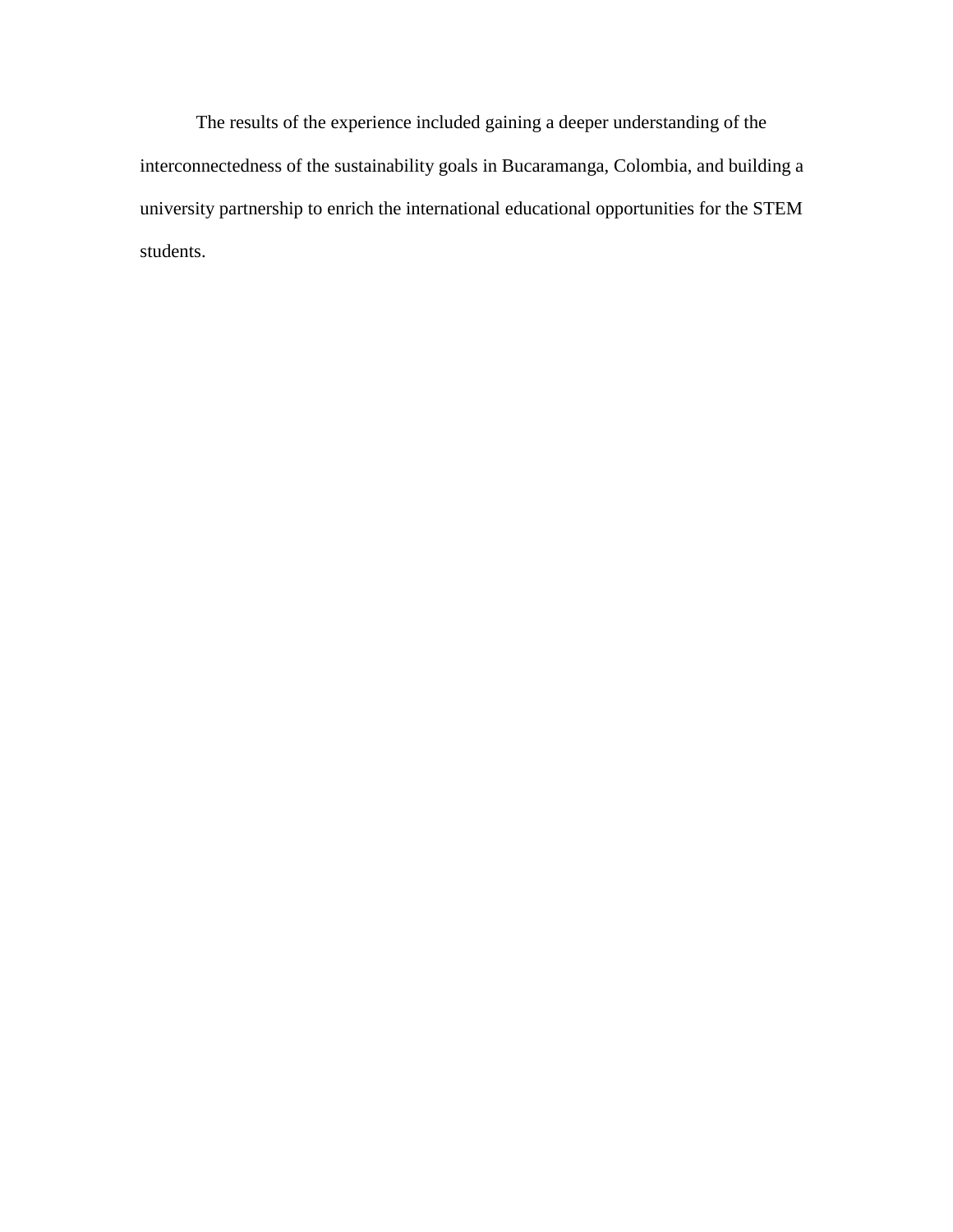The results of the experience included gaining a deeper understanding of the interconnectedness of the sustainability goals in Bucaramanga, Colombia, and building a university partnership to enrich the international educational opportunities for the STEM students.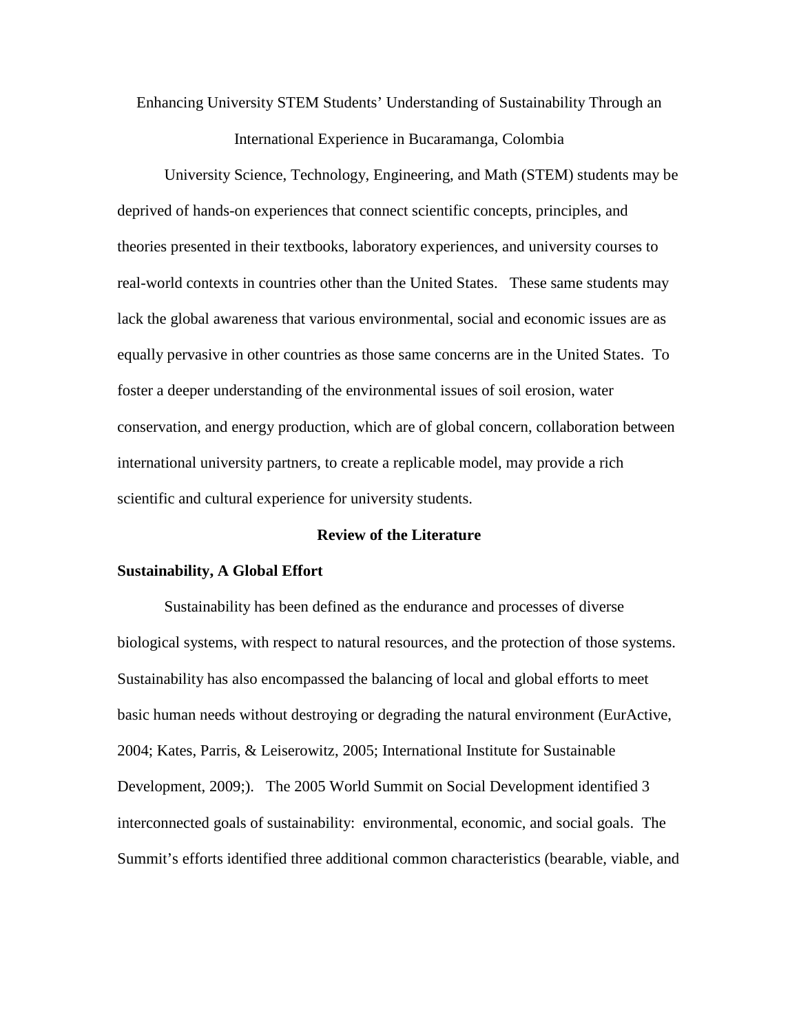Enhancing University STEM Students' Understanding of Sustainability Through an International Experience in Bucaramanga, Colombia

University Science, Technology, Engineering, and Math (STEM) students may be deprived of hands-on experiences that connect scientific concepts, principles, and theories presented in their textbooks, laboratory experiences, and university courses to real-world contexts in countries other than the United States. These same students may lack the global awareness that various environmental, social and economic issues are as equally pervasive in other countries as those same concerns are in the United States. To foster a deeper understanding of the environmental issues of soil erosion, water conservation, and energy production, which are of global concern, collaboration between international university partners, to create a replicable model, may provide a rich scientific and cultural experience for university students.

## Review of the Literature

### Sustainability, A Global Effort

Sustainability has been defined as the endurance and processes of diverse biological systems, with respect to natural resources, and the protection of those systems. Sustainability has also encompassed the balancing of local and global efforts to meet basic human needs without destroying or degrading the natural environment (EurActive, 2004; Kates, Parris, & Leiserowitz, 2005; International Institute for Sustainable Development, 2009;). The 2005 World Summit on Social Development identified 3 interconnected goals of sustainability: environmental, economic, and social goals. The Summit's efforts identified three additional common characteristics (bearable, viable, and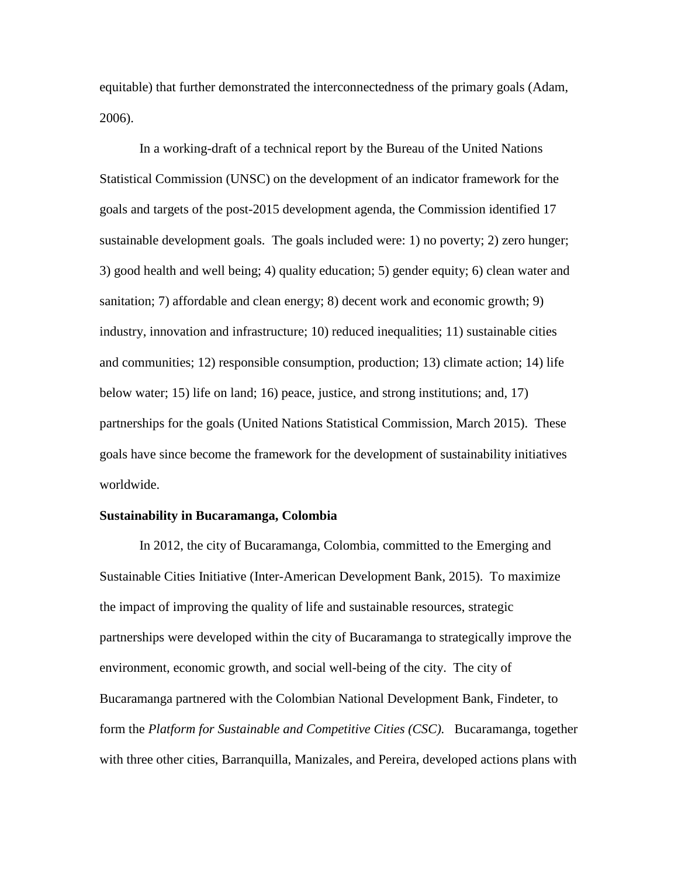equitable) that further demonstrated the interconnectedness of the primary goals (Adam, 2006).

In a working-draft of a technical report by the Bureau of the United Nations Statistical Commission (UNSC) on the development of an indicator framework for the goals and targets of the post-2015 development agenda, the Commission identified 17 sustainable development goals. The goals included were: 1) no poverty; 2) zero hunger; 3) good health and well being; 4) quality education; 5) gender equity; 6) clean water and sanitation; 7) affordable and clean energy; 8) decent work and economic growth; 9) industry, innovation and infrastructure; 10) reduced inequalities; 11) sustainable cities and communities; 12) responsible consumption, production; 13) climate action; 14) life below water; 15) life on land; 16) peace, justice, and strong institutions; and, 17) partnerships for the goals (United Nations Statistical Commission, March 2015). These goals have since become the framework for the development of sustainability initiatives worldwide.

**Sustainability in Bucaramanga, Colombia**

In 2012, the city of Bucaramanga, Colombia, committed to the Emerging and Sustainable Cities Initiative (Inter-American Development Bank, 2015). To maximize the impact of improving the quality of life and sustainable resources, strategic partnerships were developed within the city of Bucaramanga to strategically improve the environment, economic growth, and social well-being of the city. The city of Bucaramanga partnered with the Colombian National Development Bank, Findeter, to form the *Platform for Sustainable and Competitive Cities (CSC).* Bucaramanga, together with three other cities, Barranquilla, Manizales, and Pereira, developed actions plans with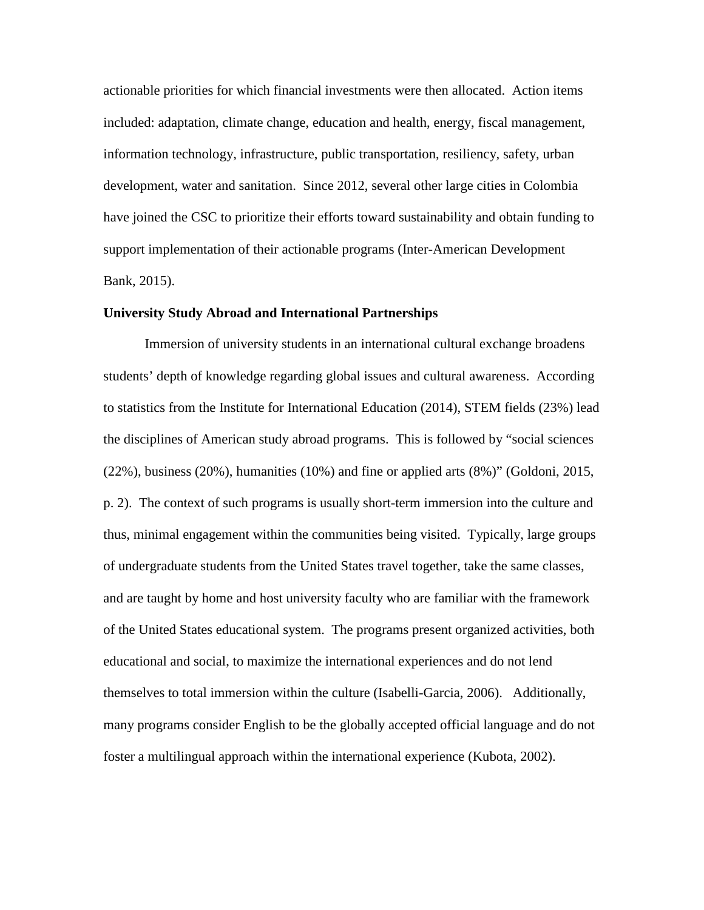actionable priorities for which financial investments were then allocated. Action items included: adaptation, climate change, education and health, energy, fiscal management, information technology, infrastructure, public transportation, resiliency, safety, urban development, water and sanitation. Since 2012, several other large cities in Colombia have joined the CSC to prioritize their efforts toward sustainability and obtain funding to support implementation of their actionable programs (Inter-American Development Bank, 2015).

**University Study Abroad and International Partnerships**

Immersion of university students in an international cultural exchange broadens students' depth of knowledge regarding global issues and cultural awareness. According to statistics from the Institute for International Education (2014), STEM fields (23%) lead the disciplines of American study abroad programs. This is followed by "social sciences (22%), business (20%), humanities (10%) and fine or applied arts (8%)" (Goldoni, 2015, p. 2). The context of such programs is usually short-term immersion into the culture and thus, minimal engagement within the communities being visited. Typically, large groups of undergraduate students from the United States travel together, take the same classes, and are taught by home and host university faculty who are familiar with the framework of the United States educational system. The programs present organized activities, both educational and social, to maximize the international experiences and do not lend themselves to total immersion within the culture (Isabelli-Garcia, 2006). Additionally, many programs consider English to be the globally accepted official language and do not foster a multilingual approach within the international experience (Kubota, 2002).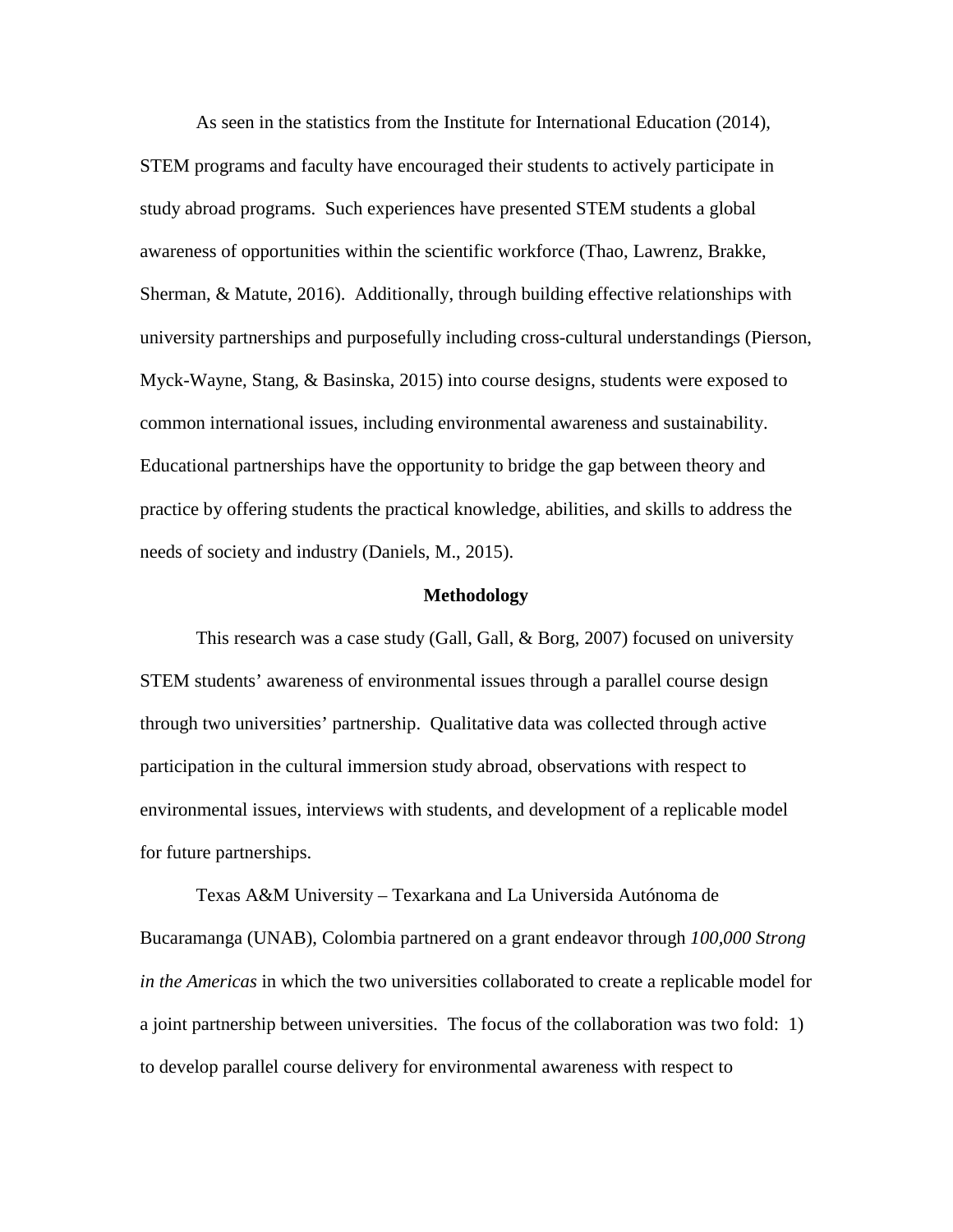As seen in the statistics from the Institute for International Education (2014), STEM programs and faculty have encouraged their students to actively participate in study abroad programs. Such experiences have presented STEM students a global awareness of opportunities within the scientific workforce (Thao, Lawrenz, Brakke, Sherman, & Matute, 2016). Additionally, through building effective relationships with university partnerships and purposefully including cross-cultural understandings (Pierson, Myck-Wayne, Stang, & Basinska, 2015) into course designs, students were exposed to common international issues, including environmental awareness and sustainability. Educational partnerships have the opportunity to bridge the gap between theory and practice by offering students the practical knowledge, abilities, and skills to address the needs of society and industry (Daniels, M., 2015).

## Methodology

This research was a case study (Gall, Gall, & Borg, 2007) focused on university STEM students' awareness of environmental issues through a parallel course design through two universities' partnership. Qualitative data was collected through active participation in the cultural immersion study abroad, observations with respect to environmental issues, interviews with students, and development of a replicable model for future partnerships.

Texas A&M University – Texarkana and La Universida Autónoma de Bucaramanga (UNAB), Colombia partnered on a grant endeavor through *100,000 Strong in the Americas* in which the two universities collaborated to create a replicable model for a joint partnership between universities. The focus of the collaboration was two fold: 1) to develop parallel course delivery for environmental awareness with respect to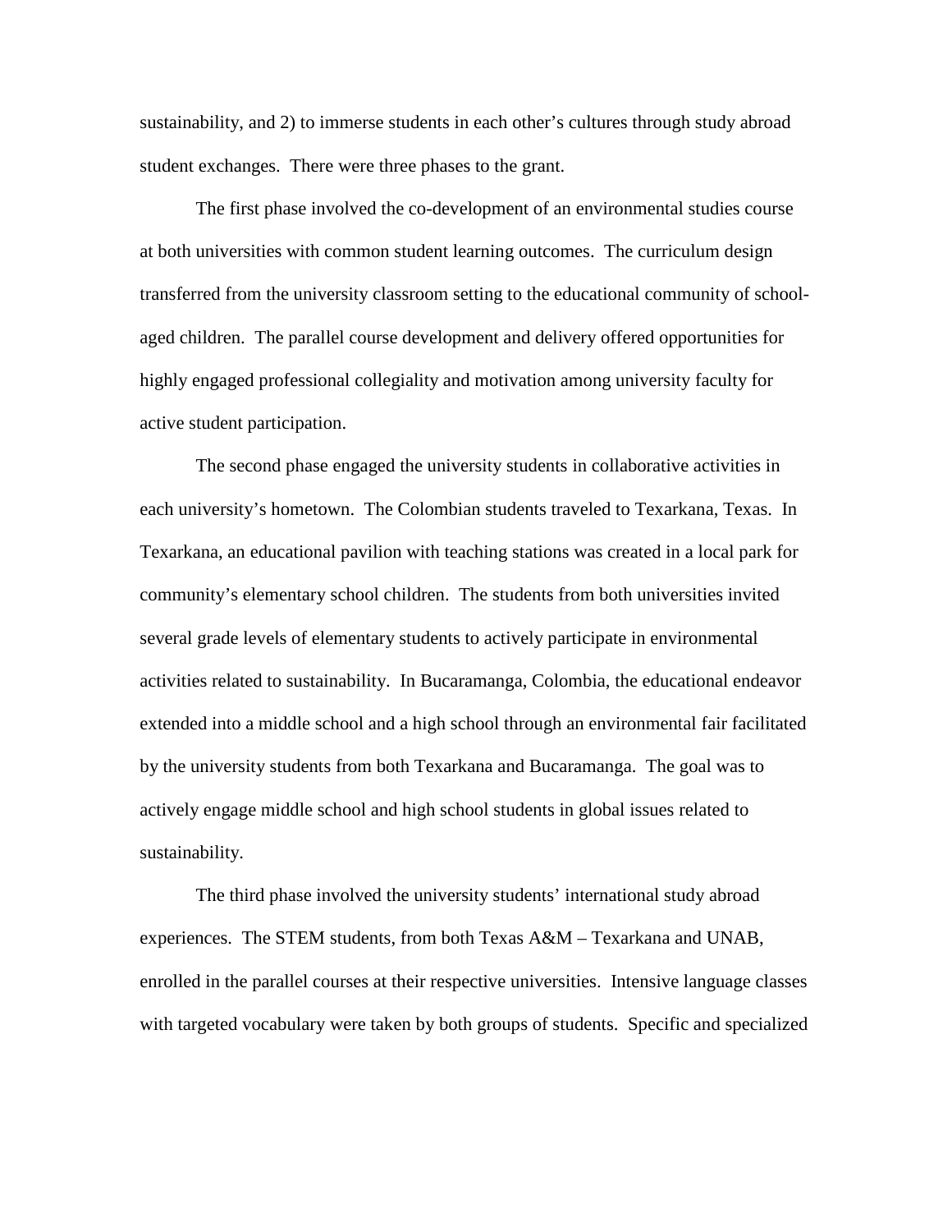sustainability, and 2) to immerse students in each other's cultures through study abroad student exchanges. There were three phases to the grant.

The first phase involved the co-development of an environmental studies course at both universities with common student learning outcomes. The curriculum design transferred from the university classroom setting to the educational community of school-aged children. The parallel course development and delivery offered opportunities for highly engaged professional collegiality and motivation among university faculty for active student participation.

The second phase engaged the university students in collaborative activities in each university's hometown. The Colombian students traveled to Texarkana, Texas. In Texarkana, an educational pavilion with teaching stations was created in a local park for community's elementary school children. The students from both universities invited several grade levels of elementary students to actively participate in environmental activities related to sustainability. In Bucaramanga, Colombia, the educational endeavor extended into a middle school and a high school through an environmental fair facilitated by the university students from both Texarkana and Bucaramanga. The goal was to actively engage middle school and high school students in global issues related to sustainability.

The third phase involved the university students' international study abroad experiences. The STEM students, from both Texas A&M – Texarkana and UNAB, enrolled in the parallel courses at their respective universities. Intensive language classes with targeted vocabulary were taken by both groups of students. Specific and specialized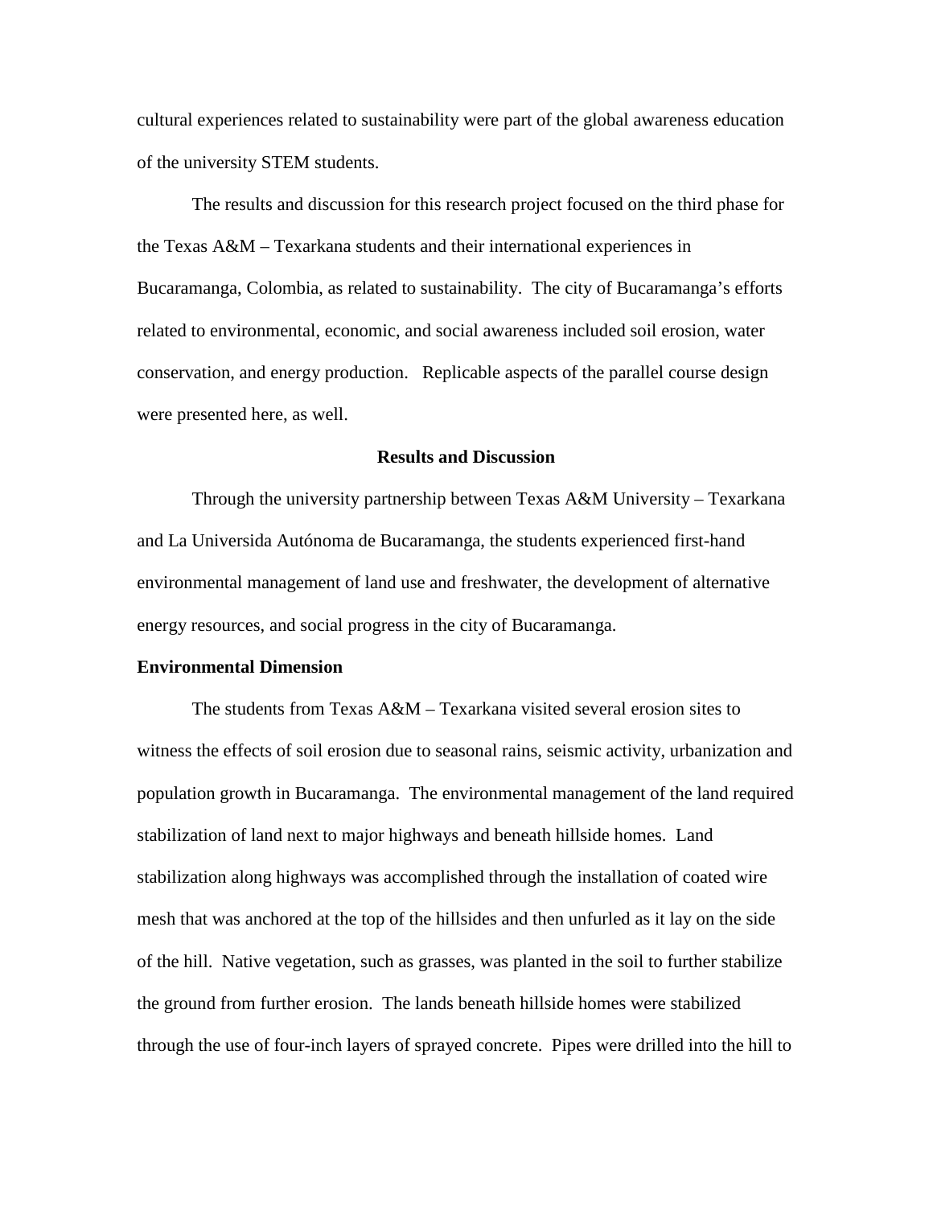cultural experiences related to sustainability were part of the global awareness education of the university STEM students.

The results and discussion for this research project focused on the third phase for the Texas A&M – Texarkana students and their international experiences in Bucaramanga, Colombia, as related to sustainability. The city of Bucaramanga's efforts related to environmental, economic, and social awareness included soil erosion, water conservation, and energy production. Replicable aspects of the parallel course design were presented here, as well.

## Results and Discussion

Through the university partnership between Texas A&M University – Texarkana and La Universida Autónoma de Bucaramanga, the students experienced first-hand environmental management of land use and freshwater, the development of alternative energy resources, and social progress in the city of Bucaramanga.

### Environmental Dimension

The students from Texas A&M – Texarkana visited several erosion sites to witness the effects of soil erosion due to seasonal rains, seismic activity, urbanization and population growth in Bucaramanga. The environmental management of the land required stabilization of land next to major highways and beneath hillside homes. Land stabilization along highways was accomplished through the installation of coated wire mesh that was anchored at the top of the hillsides and then unfurled as it lay on the side of the hill. Native vegetation, such as grasses, was planted in the soil to further stabilize the ground from further erosion. The lands beneath hillside homes were stabilized through the use of four-inch layers of sprayed concrete. Pipes were drilled into the hill to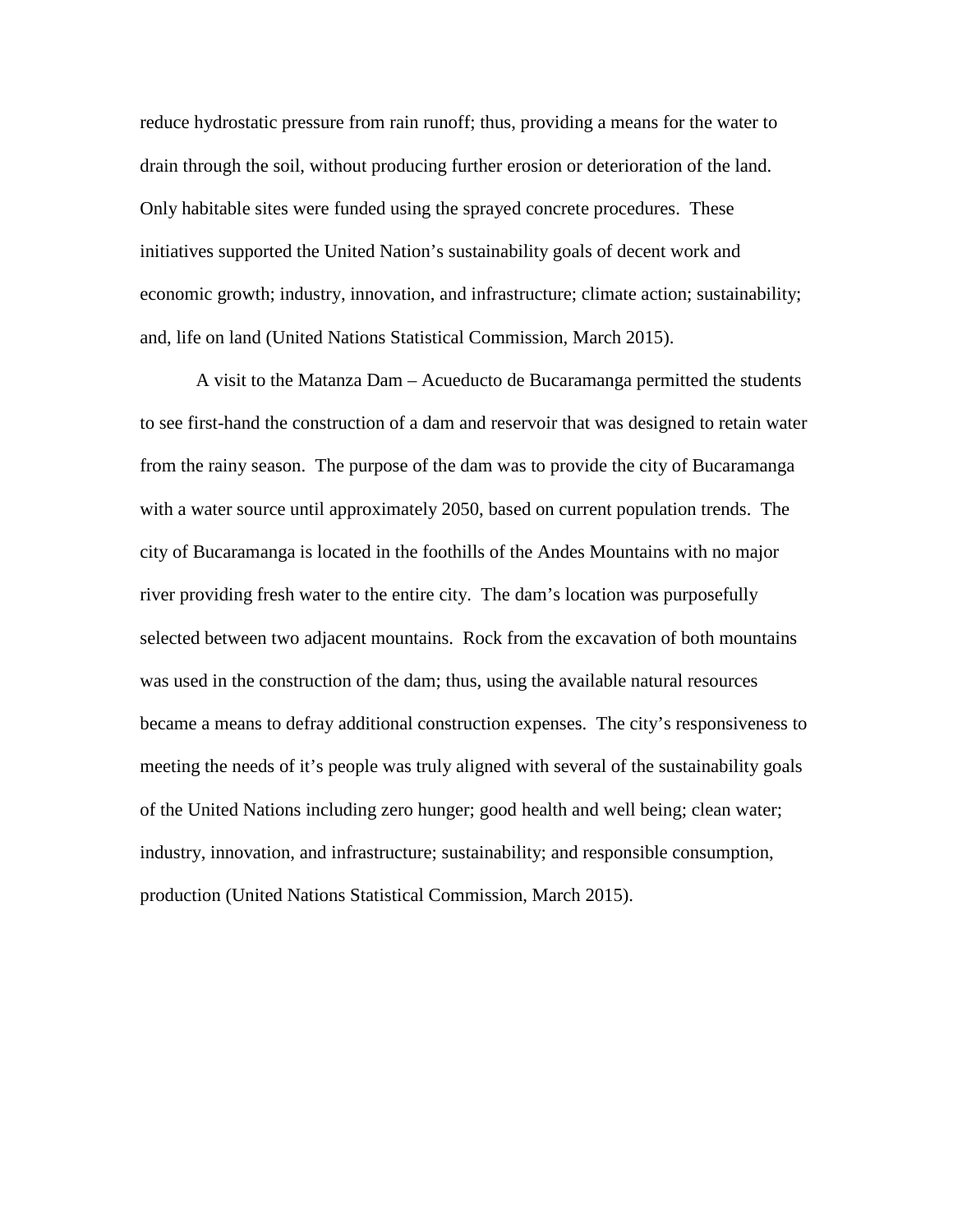reduce hydrostatic pressure from rain runoff; thus, providing a means for the water to drain through the soil, without producing further erosion or deterioration of the land. Only habitable sites were funded using the sprayed concrete procedures. These initiatives supported the United Nation's sustainability goals of decent work and economic growth; industry, innovation, and infrastructure; climate action; sustainability; and, life on land (United Nations Statistical Commission, March 2015).

A visit to the Matanza Dam – Acueducto de Bucaramanga permitted the students to see first-hand the construction of a dam and reservoir that was designed to retain water from the rainy season. The purpose of the dam was to provide the city of Bucaramanga with a water source until approximately 2050, based on current population trends. The city of Bucaramanga is located in the foothills of the Andes Mountains with no major river providing fresh water to the entire city. The dam's location was purposefully selected between two adjacent mountains. Rock from the excavation of both mountains was used in the construction of the dam; thus, using the available natural resources became a means to defray additional construction expenses. The city's responsiveness to meeting the needs of it's people was truly aligned with several of the sustainability goals of the United Nations including zero hunger; good health and well being; clean water; industry, innovation, and infrastructure; sustainability; and responsible consumption, production (United Nations Statistical Commission, March 2015).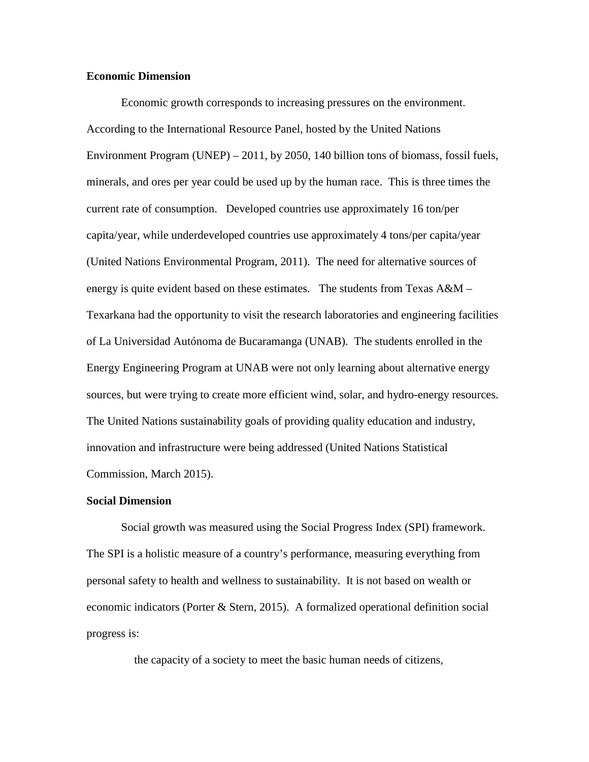**Economic Dimension**

Economic growth corresponds to increasing pressures on the environment. According to the International Resource Panel, hosted by the United Nations Environment Program (UNEP) – 2011, by 2050, 140 billion tons of biomass, fossil fuels, minerals, and ores per year could be used up by the human race. This is three times the current rate of consumption. Developed countries use approximately 16 ton/per capita/year, while underdeveloped countries use approximately 4 tons/per capita/year (United Nations Environmental Program, 2011). The need for alternative sources of energy is quite evident based on these estimates. The students from Texas A&M – Texarkana had the opportunity to visit the research laboratories and engineering facilities of La Universidad Autónoma de Bucaramanga (UNAB). The students enrolled in the Energy Engineering Program at UNAB were not only learning about alternative energy sources, but were trying to create more efficient wind, solar, and hydro-energy resources. The United Nations sustainability goals of providing quality education and industry, innovation and infrastructure were being addressed (United Nations Statistical Commission, March 2015).

**Social Dimension**

Social growth was measured using the Social Progress Index (SPI) framework. The SPI is a holistic measure of a country's performance, measuring everything from personal safety to health and wellness to sustainability. It is not based on wealth or economic indicators (Porter & Stern, 2015). A formalized operational definition social progress is:

> the capacity of a society to meet the basic human needs of citizens,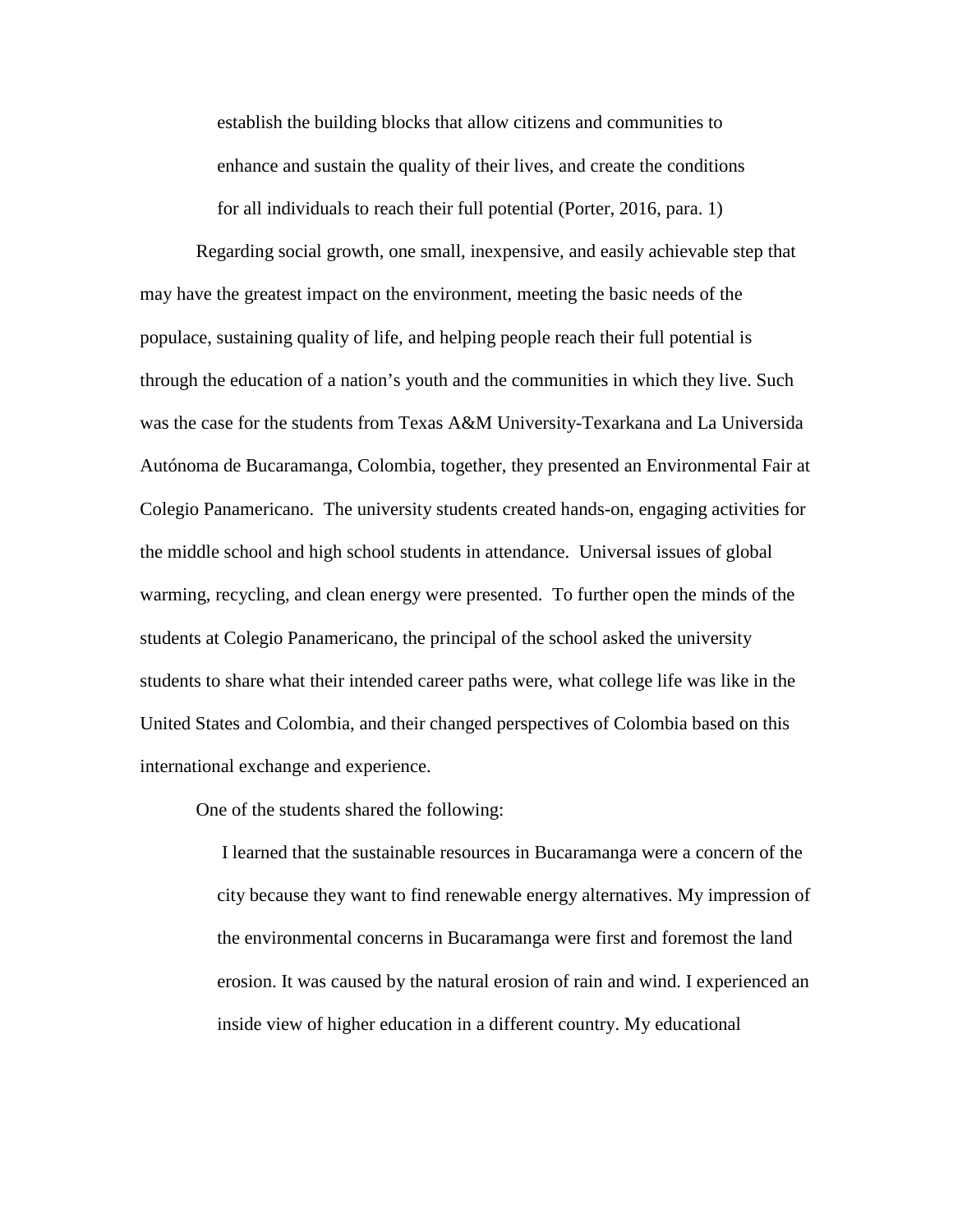> establish the building blocks that allow citizens and communities to enhance and sustain the quality of their lives, and create the conditions for all individuals to reach their full potential (Porter, 2016, para. 1)

Regarding social growth, one small, inexpensive, and easily achievable step that may have the greatest impact on the environment, meeting the basic needs of the populace, sustaining quality of life, and helping people reach their full potential is through the education of a nation's youth and the communities in which they live. Such was the case for the students from Texas A&M University-Texarkana and La Universida Autónoma de Bucaramanga, Colombia, together, they presented an Environmental Fair at Colegio Panamericano. The university students created hands-on, engaging activities for the middle school and high school students in attendance. Universal issues of global warming, recycling, and clean energy were presented. To further open the minds of the students at Colegio Panamericano, the principal of the school asked the university students to share what their intended career paths were, what college life was like in the United States and Colombia, and their changed perspectives of Colombia based on this international exchange and experience.

One of the students shared the following:

> I learned that the sustainable resources in Bucaramanga were a concern of the city because they want to find renewable energy alternatives. My impression of the environmental concerns in Bucaramanga were first and foremost the land erosion. It was caused by the natural erosion of rain and wind. I experienced an inside view of higher education in a different country. My educational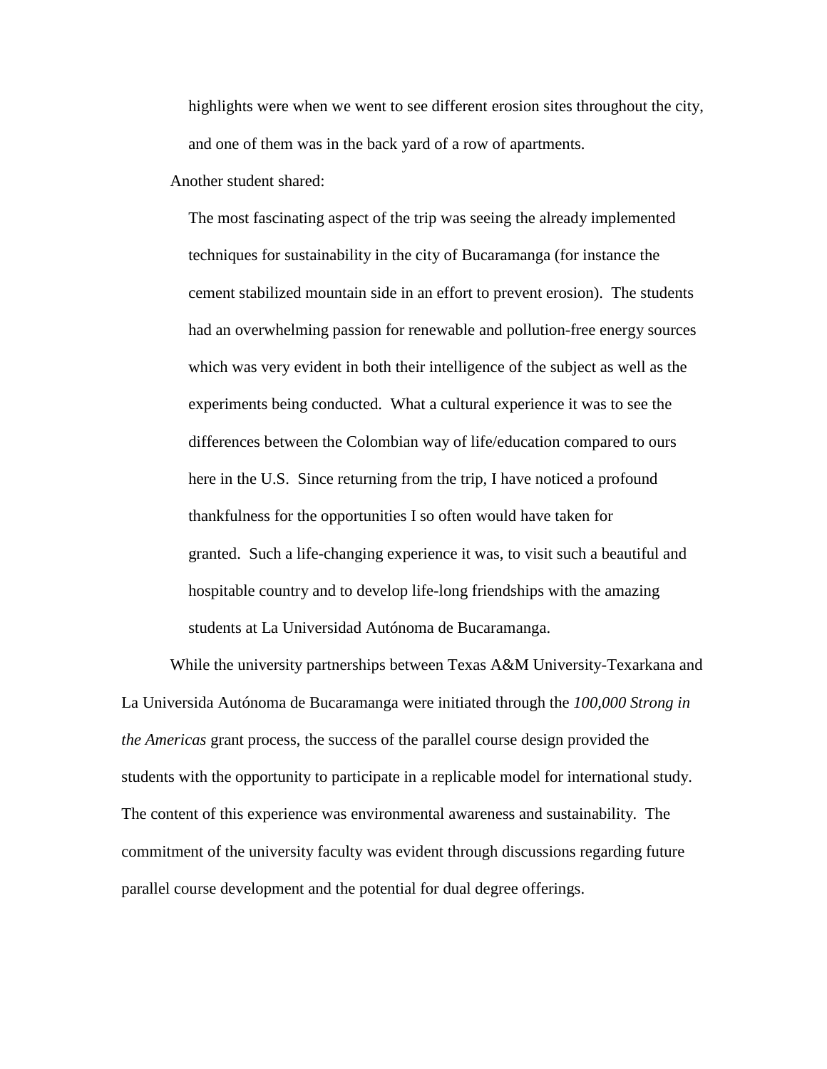> highlights were when we went to see different erosion sites throughout the city, and one of them was in the back yard of a row of apartments.

Another student shared:

> The most fascinating aspect of the trip was seeing the already implemented techniques for sustainability in the city of Bucaramanga (for instance the cement stabilized mountain side in an effort to prevent erosion). The students had an overwhelming passion for renewable and pollution-free energy sources which was very evident in both their intelligence of the subject as well as the experiments being conducted. What a cultural experience it was to see the differences between the Colombian way of life/education compared to ours here in the U.S. Since returning from the trip, I have noticed a profound thankfulness for the opportunities I so often would have taken for granted. Such a life-changing experience it was, to visit such a beautiful and hospitable country and to develop life-long friendships with the amazing students at La Universidad Autónoma de Bucaramanga.

While the university partnerships between Texas A&M University-Texarkana and La Universida Autónoma de Bucaramanga were initiated through the *100,000 Strong in the Americas* grant process, the success of the parallel course design provided the students with the opportunity to participate in a replicable model for international study. The content of this experience was environmental awareness and sustainability. The commitment of the university faculty was evident through discussions regarding future parallel course development and the potential for dual degree offerings.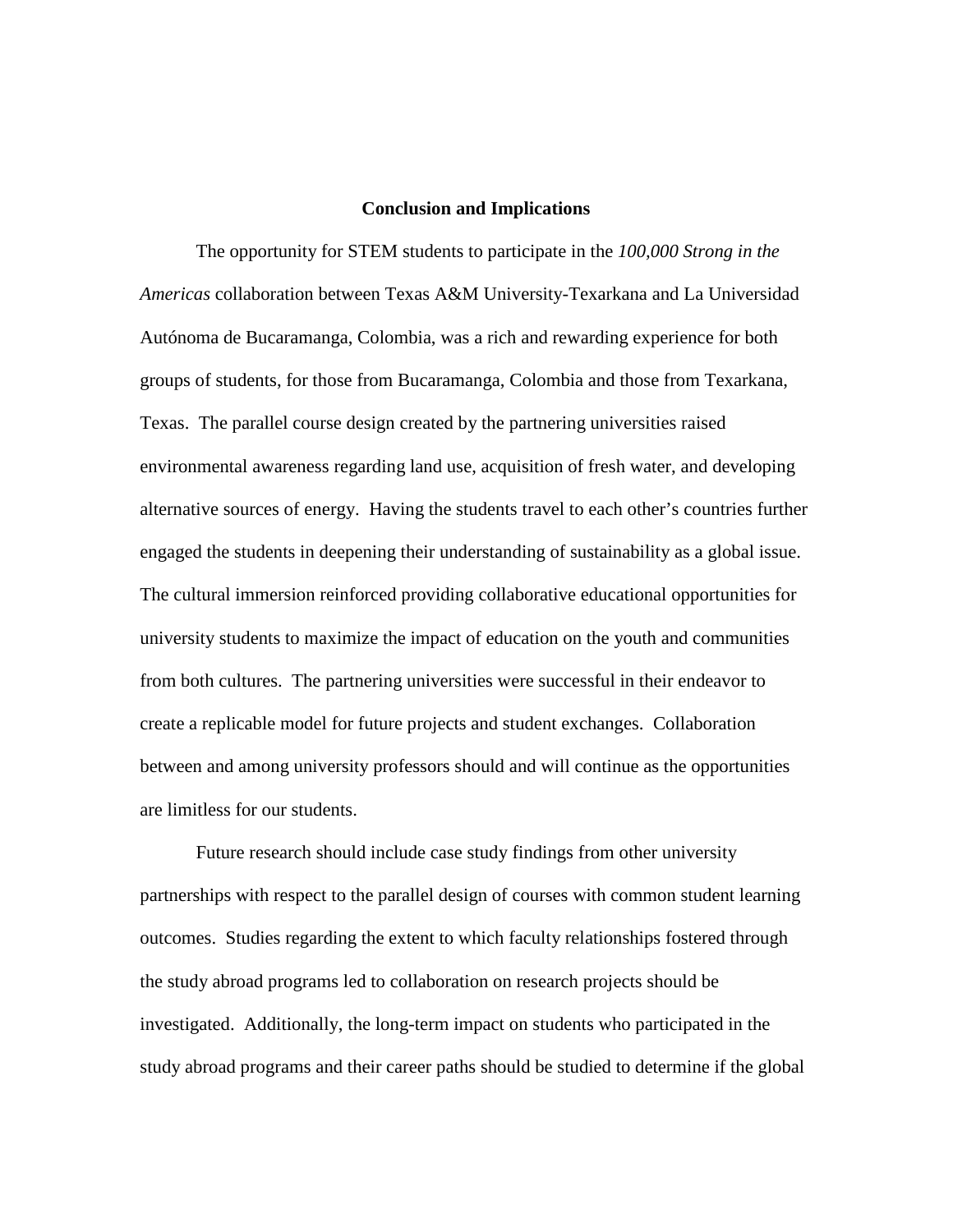## Conclusion and Implications

The opportunity for STEM students to participate in the *100,000 Strong in the Americas* collaboration between Texas A&M University-Texarkana and La Universidad Autónoma de Bucaramanga, Colombia, was a rich and rewarding experience for both groups of students, for those from Bucaramanga, Colombia and those from Texarkana, Texas. The parallel course design created by the partnering universities raised environmental awareness regarding land use, acquisition of fresh water, and developing alternative sources of energy. Having the students travel to each other's countries further engaged the students in deepening their understanding of sustainability as a global issue. The cultural immersion reinforced providing collaborative educational opportunities for university students to maximize the impact of education on the youth and communities from both cultures. The partnering universities were successful in their endeavor to create a replicable model for future projects and student exchanges. Collaboration between and among university professors should and will continue as the opportunities are limitless for our students.

Future research should include case study findings from other university partnerships with respect to the parallel design of courses with common student learning outcomes. Studies regarding the extent to which faculty relationships fostered through the study abroad programs led to collaboration on research projects should be investigated. Additionally, the long-term impact on students who participated in the study abroad programs and their career paths should be studied to determine if the global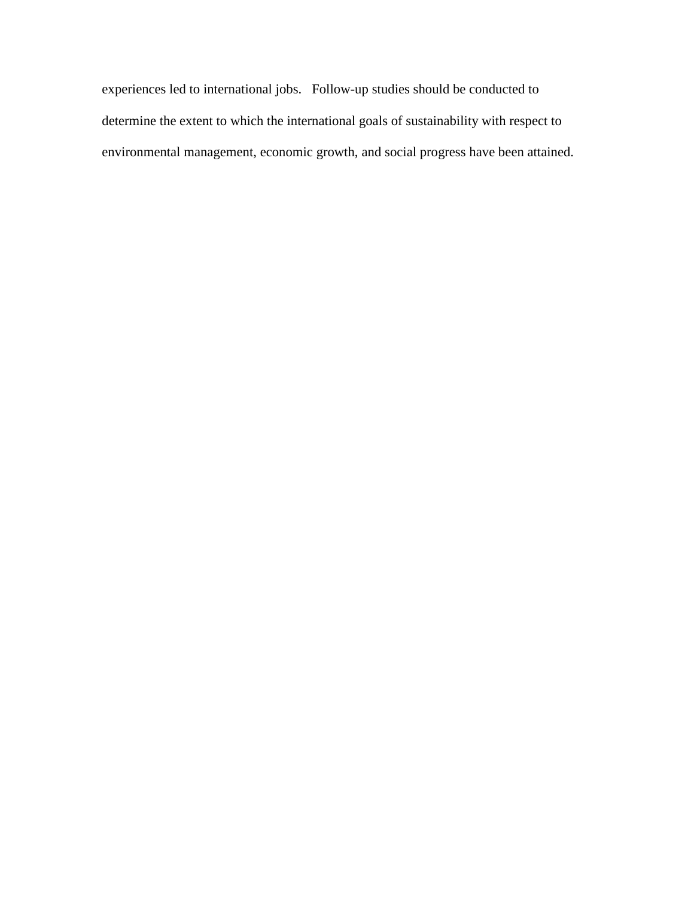experiences led to international jobs. Follow-up studies should be conducted to determine the extent to which the international goals of sustainability with respect to environmental management, economic growth, and social progress have been attained.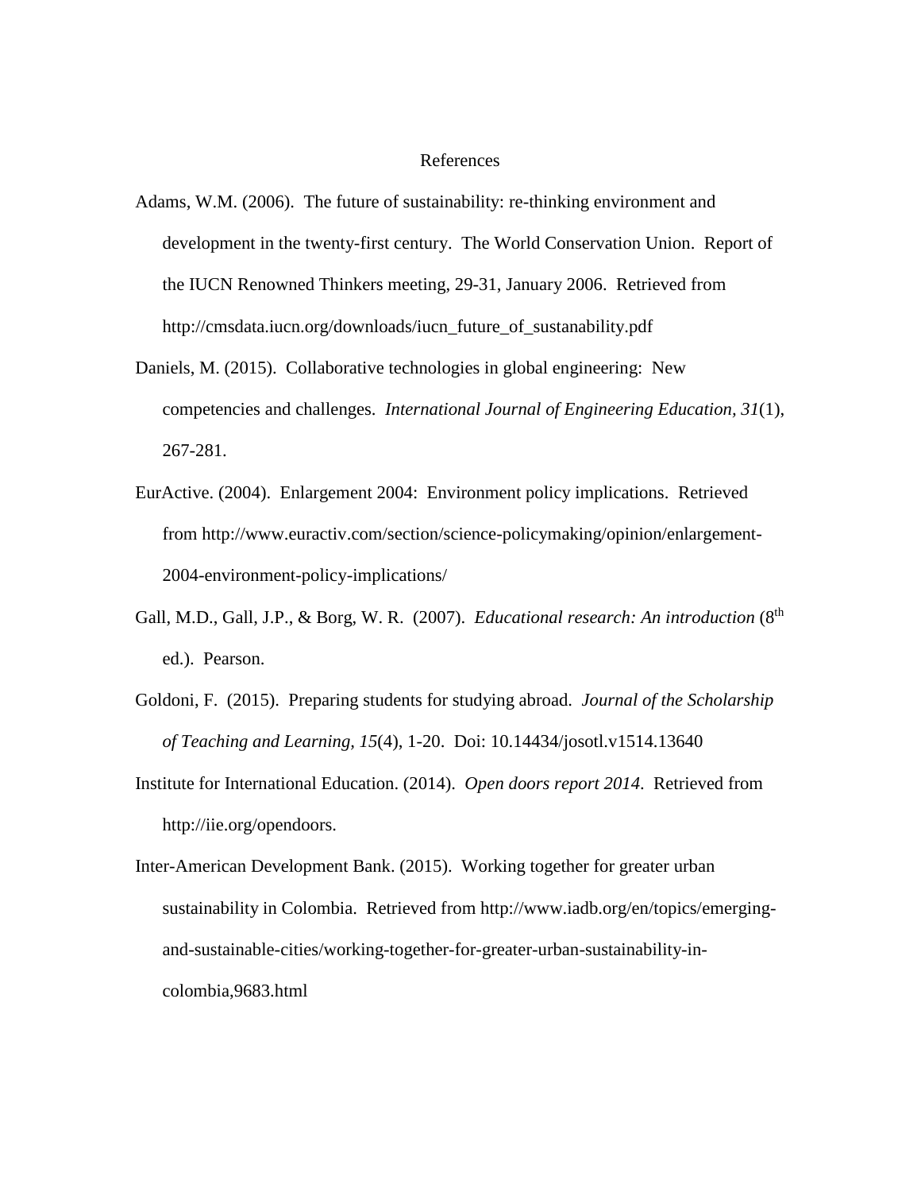# References

Adams, W.M. (2006). The future of sustainability: re-thinking environment and development in the twenty-first century. The World Conservation Union. Report of the IUCN Renowned Thinkers meeting, 29-31, January 2006. Retrieved from http://cmsdata.iucn.org/downloads/iucn_future_of_sustanability.pdf

Daniels, M. (2015). Collaborative technologies in global engineering: New competencies and challenges. *International Journal of Engineering Education, 31*(1), 267-281.

EurActive. (2004). Enlargement 2004: Environment policy implications. Retrieved from http://www.euractiv.com/section/science-policymaking/opinion/enlargement-2004-environment-policy-implications/

Gall, M.D., Gall, J.P., & Borg, W. R. (2007). *Educational research: An introduction* (8th ed.). Pearson.

Goldoni, F. (2015). Preparing students for studying abroad. *Journal of the Scholarship of Teaching and Learning, 15*(4), 1-20. Doi: 10.14434/josotl.v1514.13640

Institute for International Education. (2014). *Open doors report 2014*. Retrieved from http://iie.org/opendoors.

Inter-American Development Bank. (2015). Working together for greater urban sustainability in Colombia. Retrieved from http://www.iadb.org/en/topics/emerging-and-sustainable-cities/working-together-for-greater-urban-sustainability-in-colombia,9683.html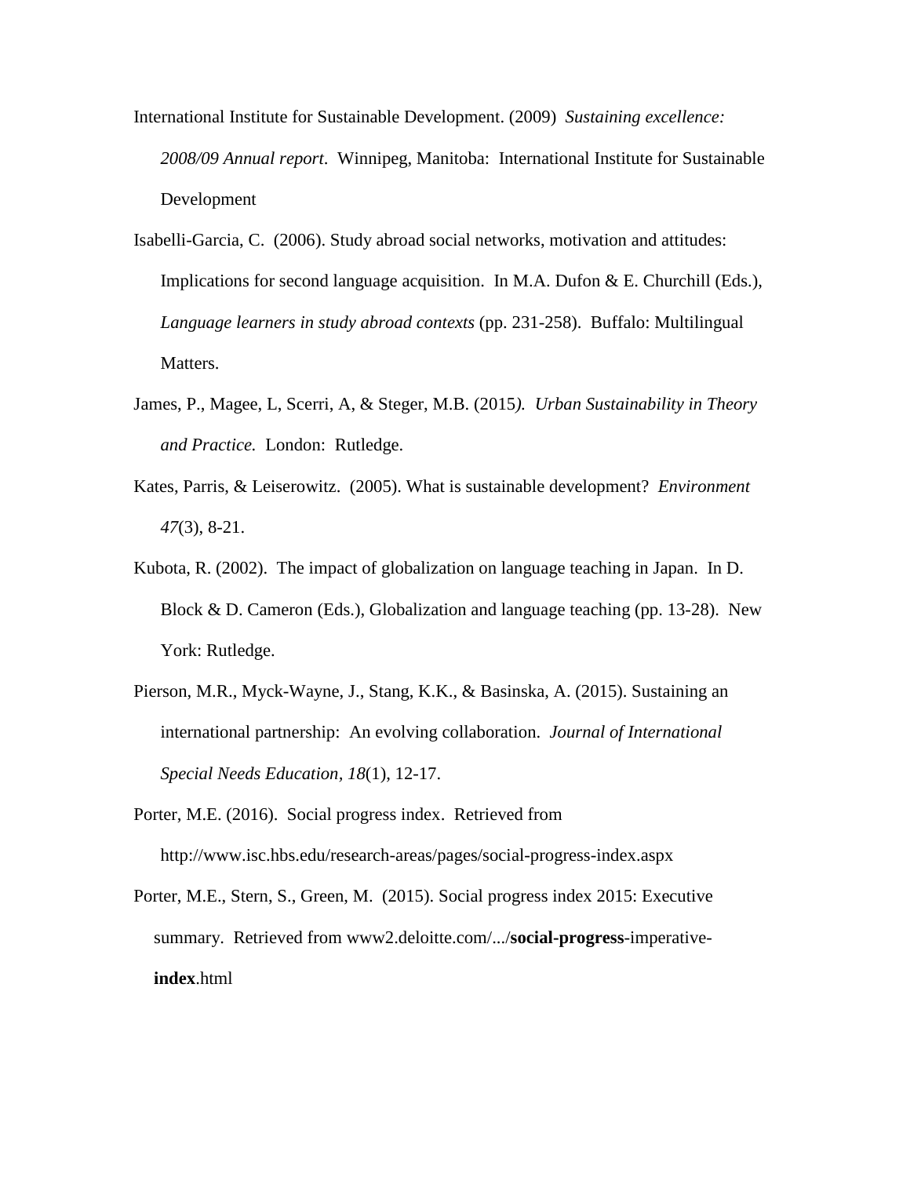International Institute for Sustainable Development. (2009) *Sustaining excellence: 2008/09 Annual report*. Winnipeg, Manitoba: International Institute for Sustainable Development

Isabelli-Garcia, C. (2006). Study abroad social networks, motivation and attitudes: Implications for second language acquisition. In M.A. Dufon & E. Churchill (Eds.), *Language learners in study abroad contexts* (pp. 231-258). Buffalo: Multilingual Matters.

James, P., Magee, L, Scerri, A, & Steger, M.B. (2015*). Urban Sustainability in Theory and Practice.* London: Rutledge.

Kates, Parris, & Leiserowitz. (2005). What is sustainable development? *Environment 47*(3), 8-21.

Kubota, R. (2002). The impact of globalization on language teaching in Japan. In D. Block & D. Cameron (Eds.), Globalization and language teaching (pp. 13-28). New York: Rutledge.

Pierson, M.R., Myck-Wayne, J., Stang, K.K., & Basinska, A. (2015). Sustaining an international partnership: An evolving collaboration. *Journal of International Special Needs Education, 18*(1), 12-17.

Porter, M.E. (2016). Social progress index. Retrieved from http://www.isc.hbs.edu/research-areas/pages/social-progress-index.aspx

Porter, M.E., Stern, S., Green, M. (2015). Social progress index 2015: Executive summary. Retrieved from www2.deloitte.com/.../**social-progress**-imperative-**index**.html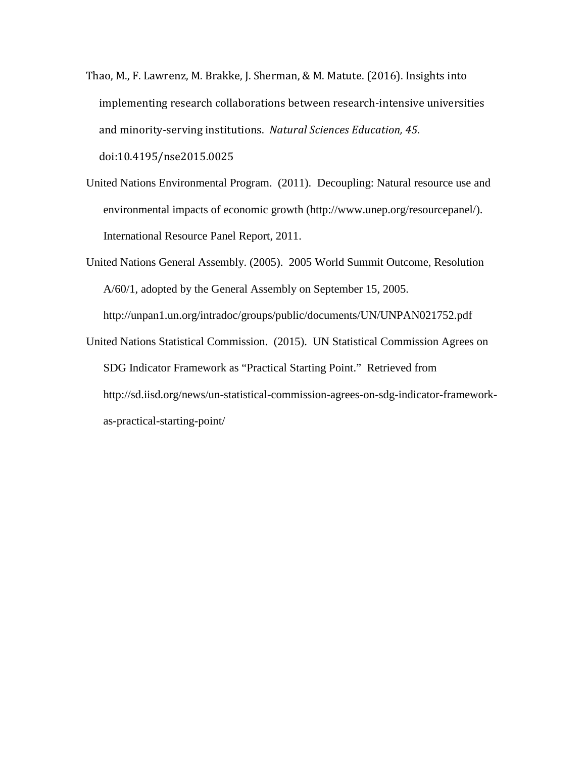Thao, M., F. Lawrenz, M. Brakke, J. Sherman, & M. Matute. (2016). Insights into implementing research collaborations between research-intensive universities and minority-serving institutions. *Natural Sciences Education, 45*. doi:10.4195/nse2015.0025

United Nations Environmental Program. (2011). Decoupling: Natural resource use and environmental impacts of economic growth (http://www.unep.org/resourcepanel/). International Resource Panel Report, 2011.

United Nations General Assembly. (2005). 2005 World Summit Outcome, Resolution A/60/1, adopted by the General Assembly on September 15, 2005. http://unpan1.un.org/intradoc/groups/public/documents/UN/UNPAN021752.pdf

United Nations Statistical Commission. (2015). UN Statistical Commission Agrees on SDG Indicator Framework as "Practical Starting Point." Retrieved from http://sd.iisd.org/news/un-statistical-commission-agrees-on-sdg-indicator-framework-as-practical-starting-point/